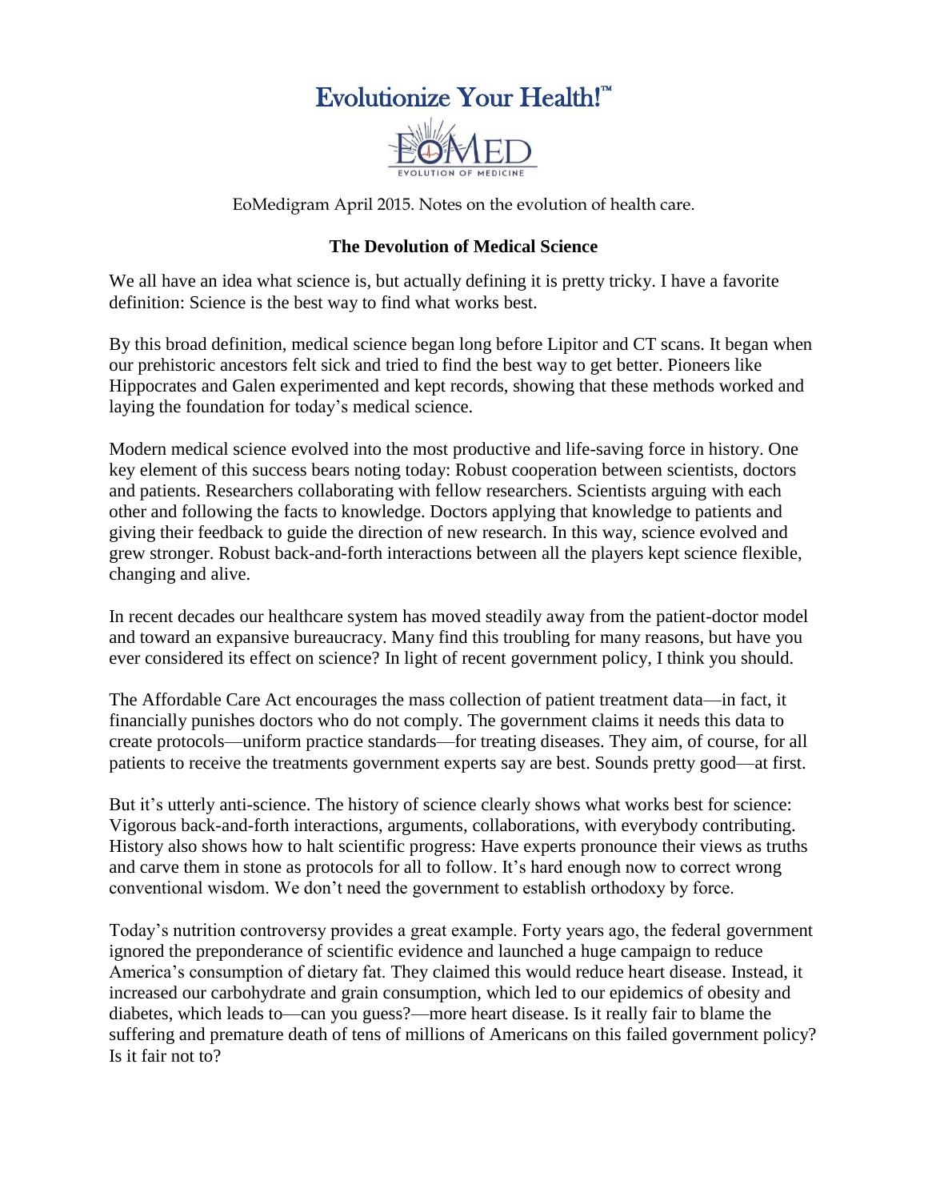# Evolutionize Your Health!™

EOMED
EVOLUTION OF MEDICINE

EoMedigram April 2015. Notes on the evolution of health care.

## The Devolution of Medical Science

We all have an idea what science is, but actually defining it is pretty tricky. I have a favorite definition: Science is the best way to find what works best.

By this broad definition, medical science began long before Lipitor and CT scans. It began when our prehistoric ancestors felt sick and tried to find the best way to get better. Pioneers like Hippocrates and Galen experimented and kept records, showing that these methods worked and laying the foundation for today's medical science.

Modern medical science evolved into the most productive and life-saving force in history. One key element of this success bears noting today: Robust cooperation between scientists, doctors and patients. Researchers collaborating with fellow researchers. Scientists arguing with each other and following the facts to knowledge. Doctors applying that knowledge to patients and giving their feedback to guide the direction of new research. In this way, science evolved and grew stronger. Robust back-and-forth interactions between all the players kept science flexible, changing and alive.

In recent decades our healthcare system has moved steadily away from the patient-doctor model and toward an expansive bureaucracy. Many find this troubling for many reasons, but have you ever considered its effect on science? In light of recent government policy, I think you should.

The Affordable Care Act encourages the mass collection of patient treatment data—in fact, it financially punishes doctors who do not comply. The government claims it needs this data to create protocols—uniform practice standards—for treating diseases. They aim, of course, for all patients to receive the treatments government experts say are best. Sounds pretty good—at first.

But it's utterly anti-science. The history of science clearly shows what works best for science: Vigorous back-and-forth interactions, arguments, collaborations, with everybody contributing. History also shows how to halt scientific progress: Have experts pronounce their views as truths and carve them in stone as protocols for all to follow. It's hard enough now to correct wrong conventional wisdom. We don't need the government to establish orthodoxy by force.

Today's nutrition controversy provides a great example. Forty years ago, the federal government ignored the preponderance of scientific evidence and launched a huge campaign to reduce America's consumption of dietary fat. They claimed this would reduce heart disease. Instead, it increased our carbohydrate and grain consumption, which led to our epidemics of obesity and diabetes, which leads to—can you guess?—more heart disease. Is it really fair to blame the suffering and premature death of tens of millions of Americans on this failed government policy? Is it fair not to?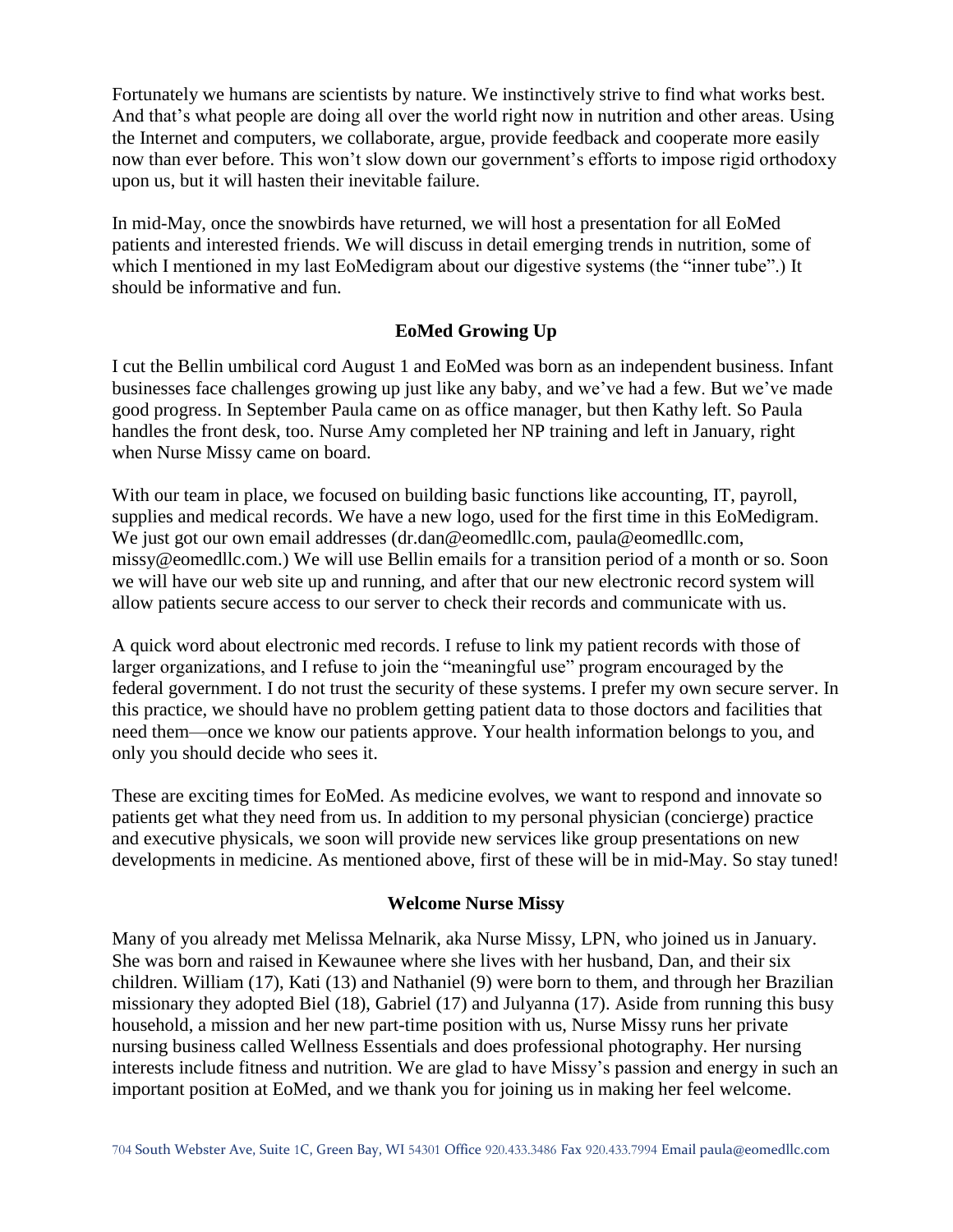Fortunately we humans are scientists by nature. We instinctively strive to find what works best. And that's what people are doing all over the world right now in nutrition and other areas. Using the Internet and computers, we collaborate, argue, provide feedback and cooperate more easily now than ever before. This won't slow down our government's efforts to impose rigid orthodoxy upon us, but it will hasten their inevitable failure.

In mid-May, once the snowbirds have returned, we will host a presentation for all EoMed patients and interested friends. We will discuss in detail emerging trends in nutrition, some of which I mentioned in my last EoMedigram about our digestive systems (the "inner tube".) It should be informative and fun.

## EoMed Growing Up

I cut the Bellin umbilical cord August 1 and EoMed was born as an independent business. Infant businesses face challenges growing up just like any baby, and we've had a few. But we've made good progress. In September Paula came on as office manager, but then Kathy left. So Paula handles the front desk, too. Nurse Amy completed her NP training and left in January, right when Nurse Missy came on board.

With our team in place, we focused on building basic functions like accounting, IT, payroll, supplies and medical records. We have a new logo, used for the first time in this EoMedigram. We just got our own email addresses (dr.dan@eomedllc.com, paula@eomedllc.com, missy@eomedllc.com.) We will use Bellin emails for a transition period of a month or so. Soon we will have our web site up and running, and after that our new electronic record system will allow patients secure access to our server to check their records and communicate with us.

A quick word about electronic med records. I refuse to link my patient records with those of larger organizations, and I refuse to join the "meaningful use" program encouraged by the federal government. I do not trust the security of these systems. I prefer my own secure server. In this practice, we should have no problem getting patient data to those doctors and facilities that need them—once we know our patients approve. Your health information belongs to you, and only you should decide who sees it.

These are exciting times for EoMed. As medicine evolves, we want to respond and innovate so patients get what they need from us. In addition to my personal physician (concierge) practice and executive physicals, we soon will provide new services like group presentations on new developments in medicine. As mentioned above, first of these will be in mid-May. So stay tuned!

## Welcome Nurse Missy

Many of you already met Melissa Melnarik, aka Nurse Missy, LPN, who joined us in January. She was born and raised in Kewaunee where she lives with her husband, Dan, and their six children. William (17), Kati (13) and Nathaniel (9) were born to them, and through her Brazilian missionary they adopted Biel (18), Gabriel (17) and Julyanna (17). Aside from running this busy household, a mission and her new part-time position with us, Nurse Missy runs her private nursing business called Wellness Essentials and does professional photography. Her nursing interests include fitness and nutrition. We are glad to have Missy's passion and energy in such an important position at EoMed, and we thank you for joining us in making her feel welcome.